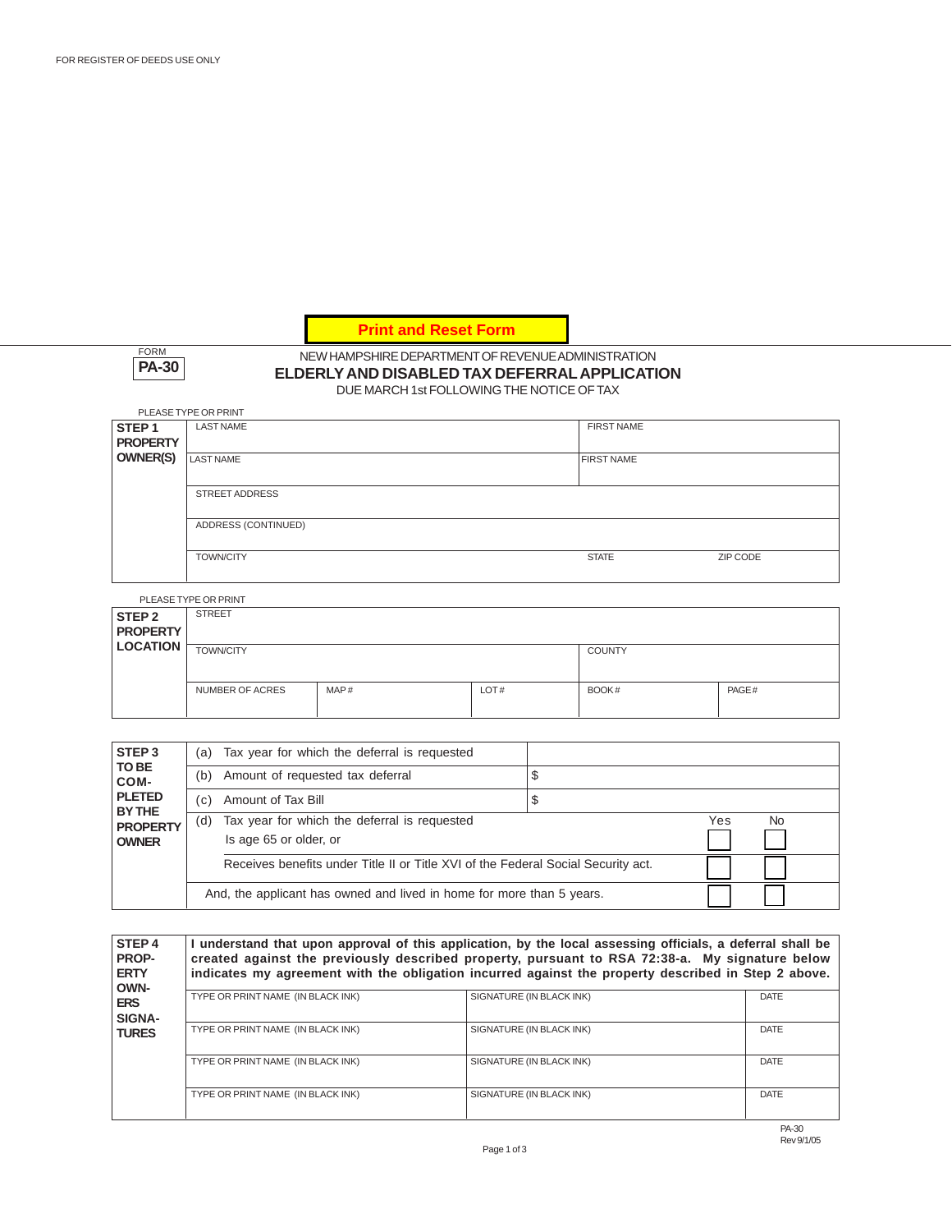FOR REGISTER OF DEEDS USE ONLY

Print and Reset Form

FORM **PA-30**

NEW HAMPSHIRE DEPARTMENT OF REVENUE ADMINISTRATION

# ELDERLY AND DISABLED TAX DEFERRAL APPLICATION

DUE MARCH 1st FOLLOWING THE NOTICE OF TAX

PLEASE TYPE OR PRINT

| **STEP 1 PROPERTY OWNER(S)** | | |
|---|---|---|
| | LAST NAME | FIRST NAME |
| | LAST NAME | FIRST NAME |
| | STREET ADDRESS | |
| | ADDRESS (CONTINUED) | |
| | TOWN/CITY | STATE / ZIP CODE |

PLEASE TYPE OR PRINT

| **STEP 2 PROPERTY LOCATION** | | | | | |
|---|---|---|---|---|---|
| | STREET | | | | |
| | TOWN/CITY | | | COUNTY | |
| | NUMBER OF ACRES | MAP # | LOT # | BOOK # | PAGE # |

| **STEP 3 TO BE COMPLETED BY THE PROPERTY OWNER** | | | | |
|---|---|---|---|---|
| | (a) Tax year for which the deferral is requested | | | |
| | (b) Amount of requested tax deferral | $ | | |
| | (c) Amount of Tax Bill | $ | | |
| | (d) Tax year for which the deferral is requested<br>Is age 65 or older, or | | Yes ☐ | No ☐ |
| | Receives benefits under Title II or Title XVI of the Federal Social Security act. | | ☐ | ☐ |
| | And, the applicant has owned and lived in home for more than 5 years. | | ☐ | ☐ |

| **STEP 4 PROPERTY OWNERS SIGNATURES** | | | |
|---|---|---|---|
| | **I understand that upon approval of this application, by the local assessing officials, a deferral shall be created against the previously described property, pursuant to RSA 72:38-a. My signature below indicates my agreement with the obligation incurred against the property described in Step 2 above.** | | |
| | TYPE OR PRINT NAME (IN BLACK INK) | SIGNATURE (IN BLACK INK) | DATE |
| | TYPE OR PRINT NAME (IN BLACK INK) | SIGNATURE (IN BLACK INK) | DATE |
| | TYPE OR PRINT NAME (IN BLACK INK) | SIGNATURE (IN BLACK INK) | DATE |
| | TYPE OR PRINT NAME (IN BLACK INK) | SIGNATURE (IN BLACK INK) | DATE |

PA-30
Rev 9/1/05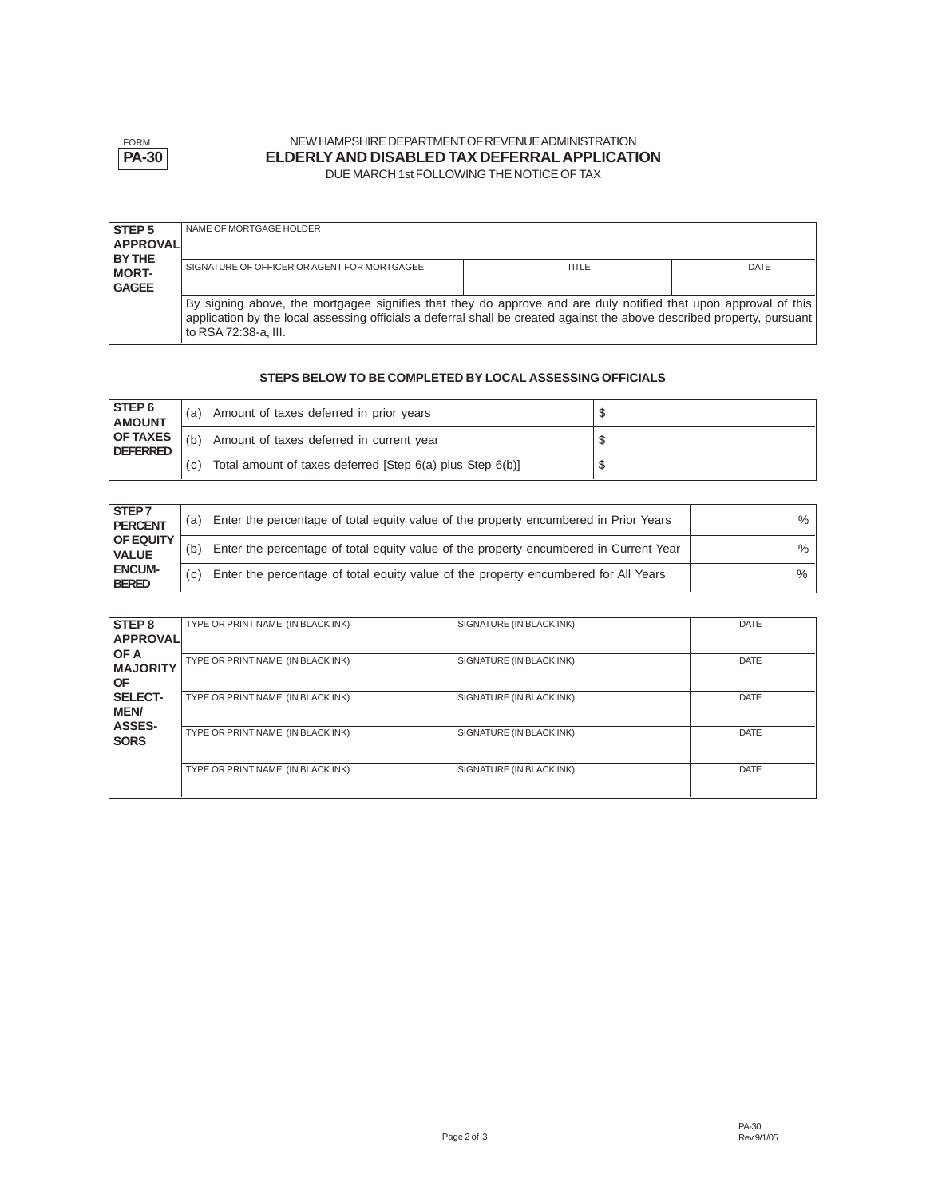FORM **PA-30**

NEW HAMPSHIRE DEPARTMENT OF REVENUE ADMINISTRATION

# ELDERLY AND DISABLED TAX DEFERRAL APPLICATION

DUE MARCH 1st FOLLOWING THE NOTICE OF TAX

| **STEP 5 APPROVAL BY THE MORT-GAGEE** | NAME OF MORTGAGE HOLDER | | |
|---|---|---|---|
| | SIGNATURE OF OFFICER OR AGENT FOR MORTGAGEE | TITLE | DATE |
| | By signing above, the mortgagee signifies that they do approve and are duly notified that upon approval of this application by the local assessing officials a deferral shall be created against the above described property, pursuant to RSA 72:38-a, III. | | |

**STEPS BELOW TO BE COMPLETED BY LOCAL ASSESSING OFFICIALS**

| **STEP 6 AMOUNT OF TAXES DEFERRED** | | |
|---|---|---|
| | (a) Amount of taxes deferred in prior years | $ |
| | (b) Amount of taxes deferred in current year | $ |
| | (c) Total amount of taxes deferred [Step 6(a) plus Step 6(b)] | $ |

| **STEP 7 PERCENT OF EQUITY VALUE ENCUM-BERED** | | |
|---|---|---|
| | (a) Enter the percentage of total equity value of the property encumbered in Prior Years | % |
| | (b) Enter the percentage of total equity value of the property encumbered in Current Year | % |
| | (c) Enter the percentage of total equity value of the property encumbered for All Years | % |

| **STEP 8 APPROVAL OF A MAJORITY OF SELECT-MEN/ ASSES-SORS** | | | |
|---|---|---|---|
| | TYPE OR PRINT NAME (IN BLACK INK) | SIGNATURE (IN BLACK INK) | DATE |
| | TYPE OR PRINT NAME (IN BLACK INK) | SIGNATURE (IN BLACK INK) | DATE |
| | TYPE OR PRINT NAME (IN BLACK INK) | SIGNATURE (IN BLACK INK) | DATE |
| | TYPE OR PRINT NAME (IN BLACK INK) | SIGNATURE (IN BLACK INK) | DATE |
| | TYPE OR PRINT NAME (IN BLACK INK) | SIGNATURE (IN BLACK INK) | DATE |

PA-30
Rev 9/1/05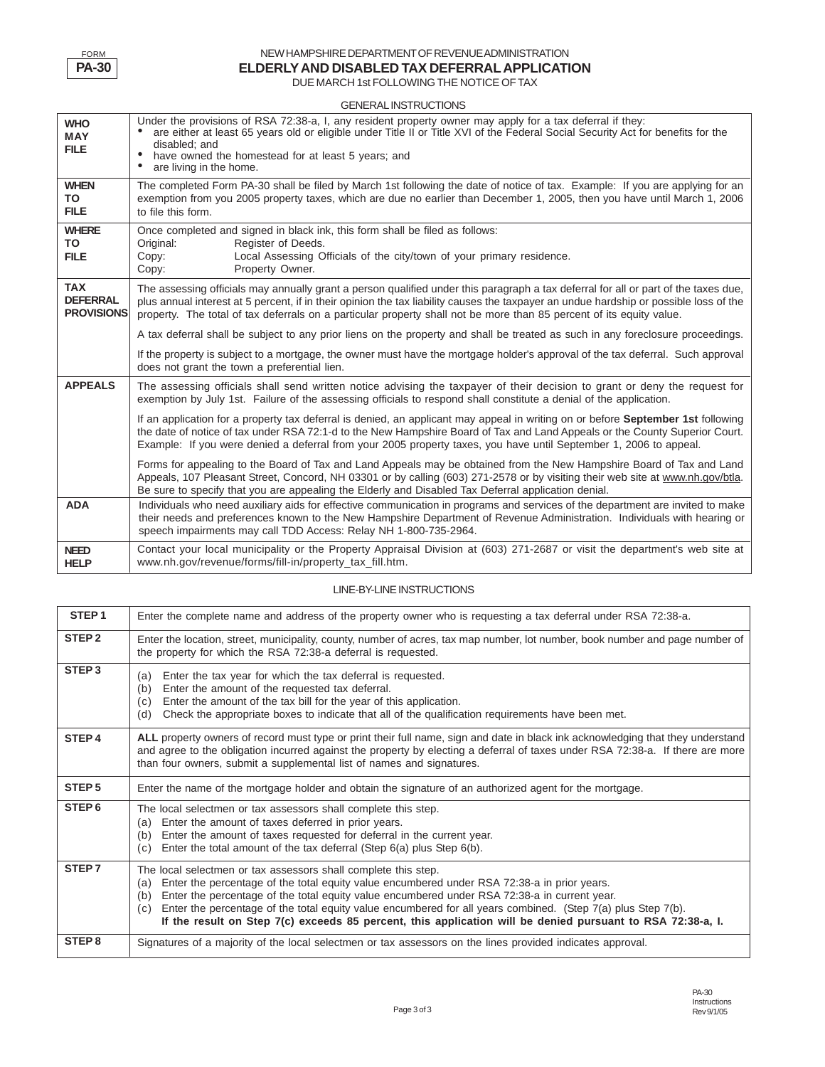FORM **PA-30**

# NEW HAMPSHIRE DEPARTMENT OF REVENUE ADMINISTRATION
## ELDERLY AND DISABLED TAX DEFERRAL APPLICATION
DUE MARCH 1st FOLLOWING THE NOTICE OF TAX

### GENERAL INSTRUCTIONS

| | |
|---|---|
| **WHO MAY FILE** | Under the provisions of RSA 72:38-a, I, any resident property owner may apply for a tax deferral if they:<br>• are either at least 65 years old or eligible under Title II or Title XVI of the Federal Social Security Act for benefits for the disabled; and<br>• have owned the homestead for at least 5 years; and<br>• are living in the home. |
| **WHEN TO FILE** | The completed Form PA-30 shall be filed by March 1st following the date of notice of tax. Example: If you are applying for an exemption from you 2005 property taxes, which are due no earlier than December 1, 2005, then you have until March 1, 2006 to file this form. |
| **WHERE TO FILE** | Once completed and signed in black ink, this form shall be filed as follows:<br>Original: Register of Deeds.<br>Copy: Local Assessing Officials of the city/town of your primary residence.<br>Copy: Property Owner. |
| **TAX DEFERRAL PROVISIONS** | The assessing officials may annually grant a person qualified under this paragraph a tax deferral for all or part of the taxes due, plus annual interest at 5 percent, if in their opinion the tax liability causes the taxpayer an undue hardship or possible loss of the property. The total of tax deferrals on a particular property shall not be more than 85 percent of its equity value.<br><br>A tax deferral shall be subject to any prior liens on the property and shall be treated as such in any foreclosure proceedings.<br><br>If the property is subject to a mortgage, the owner must have the mortgage holder's approval of the tax deferral. Such approval does not grant the town a preferential lien. |
| **APPEALS** | The assessing officials shall send written notice advising the taxpayer of their decision to grant or deny the request for exemption by July 1st. Failure of the assessing officials to respond shall constitute a denial of the application.<br><br>If an application for a property tax deferral is denied, an applicant may appeal in writing on or before **September 1st** following the date of notice of tax under RSA 72:1-d to the New Hampshire Board of Tax and Land Appeals or the County Superior Court. Example: If you were denied a deferral from your 2005 property taxes, you have until September 1, 2006 to appeal.<br><br>Forms for appealing to the Board of Tax and Land Appeals may be obtained from the New Hampshire Board of Tax and Land Appeals, 107 Pleasant Street, Concord, NH 03301 or by calling (603) 271-2578 or by visiting their web site at www.nh.gov/btla. Be sure to specify that you are appealing the Elderly and Disabled Tax Deferral application denial. |
| **ADA** | Individuals who need auxiliary aids for effective communication in programs and services of the department are invited to make their needs and preferences known to the New Hampshire Department of Revenue Administration. Individuals with hearing or speech impairments may call TDD Access: Relay NH 1-800-735-2964. |
| **NEED HELP** | Contact your local municipality or the Property Appraisal Division at (603) 271-2687 or visit the department's web site at www.nh.gov/revenue/forms/fill-in/property_tax_fill.htm. |

### LINE-BY-LINE INSTRUCTIONS

| | |
|---|---|
| **STEP 1** | Enter the complete name and address of the property owner who is requesting a tax deferral under RSA 72:38-a. |
| **STEP 2** | Enter the location, street, municipality, county, number of acres, tax map number, lot number, book number and page number of the property for which the RSA 72:38-a deferral is requested. |
| **STEP 3** | (a) Enter the tax year for which the tax deferral is requested.<br>(b) Enter the amount of the requested tax deferral.<br>(c) Enter the amount of the tax bill for the year of this application.<br>(d) Check the appropriate boxes to indicate that all of the qualification requirements have been met. |
| **STEP 4** | **ALL** property owners of record must type or print their full name, sign and date in black ink acknowledging that they understand and agree to the obligation incurred against the property by electing a deferral of taxes under RSA 72:38-a. If there are more than four owners, submit a supplemental list of names and signatures. |
| **STEP 5** | Enter the name of the mortgage holder and obtain the signature of an authorized agent for the mortgage. |
| **STEP 6** | The local selectmen or tax assessors shall complete this step.<br>(a) Enter the amount of taxes deferred in prior years.<br>(b) Enter the amount of taxes requested for deferral in the current year.<br>(c) Enter the total amount of the tax deferral (Step 6(a) plus Step 6(b). |
| **STEP 7** | The local selectmen or tax assessors shall complete this step.<br>(a) Enter the percentage of the total equity value encumbered under RSA 72:38-a in prior years.<br>(b) Enter the percentage of the total equity value encumbered under RSA 72:38-a in current year.<br>(c) Enter the percentage of the total equity value encumbered for all years combined. (Step 7(a) plus Step 7(b).<br>**If the result on Step 7(c) exceeds 85 percent, this application will be denied pursuant to RSA 72:38-a, I.** |
| **STEP 8** | Signatures of a majority of the local selectmen or tax assessors on the lines provided indicates approval. |

PA-30 Instructions Rev 9/1/05